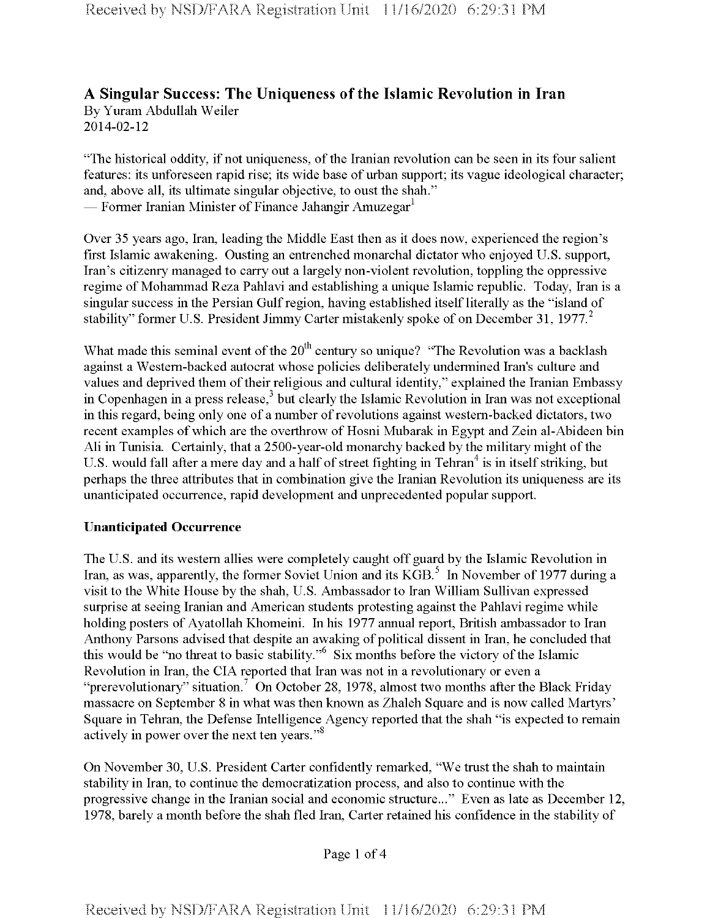# A Singular Success: The Uniqueness of the Islamic Revolution in Iran

By Yuram Abdullah Weiler

2014-02-12

"The historical oddity, if not uniqueness, of the Iranian revolution can be seen in its four salient features: its unforeseen rapid rise; its wide base of urban support; its vague ideological character; and, above all, its ultimate singular objective, to oust the shah."
— Former Iranian Minister of Finance Jahangir Amuzegar[1]

Over 35 years ago, Iran, leading the Middle East then as it does now, experienced the region's first Islamic awakening. Ousting an entrenched monarchal dictator who enjoyed U.S. support, Iran's citizenry managed to carry out a largely non-violent revolution, toppling the oppressive regime of Mohammad Reza Pahlavi and establishing a unique Islamic republic. Today, Iran is a singular success in the Persian Gulf region, having established itself literally as the "island of stability" former U.S. President Jimmy Carter mistakenly spoke of on December 31, 1977.[2]

What made this seminal event of the 20th century so unique? "The Revolution was a backlash against a Western-backed autocrat whose policies deliberately undermined Iran's culture and values and deprived them of their religious and cultural identity," explained the Iranian Embassy in Copenhagen in a press release,[3] but clearly the Islamic Revolution in Iran was not exceptional in this regard, being only one of a number of revolutions against western-backed dictators, two recent examples of which are the overthrow of Hosni Mubarak in Egypt and Zein al-Abideen bin Ali in Tunisia. Certainly, that a 2500-year-old monarchy backed by the military might of the U.S. would fall after a mere day and a half of street fighting in Tehran[4] is in itself striking, but perhaps the three attributes that in combination give the Iranian Revolution its uniqueness are its unanticipated occurrence, rapid development and unprecedented popular support.

**Unanticipated Occurrence**

The U.S. and its western allies were completely caught off guard by the Islamic Revolution in Iran, as was, apparently, the former Soviet Union and its KGB.[5] In November of 1977 during a visit to the White House by the shah, U.S. Ambassador to Iran William Sullivan expressed surprise at seeing Iranian and American students protesting against the Pahlavi regime while holding posters of Ayatollah Khomeini. In his 1977 annual report, British ambassador to Iran Anthony Parsons advised that despite an awaking of political dissent in Iran, he concluded that this would be "no threat to basic stability."[6] Six months before the victory of the Islamic Revolution in Iran, the CIA reported that Iran was not in a revolutionary or even a "prerevolutionary" situation.[7] On October 28, 1978, almost two months after the Black Friday massacre on September 8 in what was then known as Zhaleh Square and is now called Martyrs' Square in Tehran, the Defense Intelligence Agency reported that the shah "is expected to remain actively in power over the next ten years."[8]

On November 30, U.S. President Carter confidently remarked, "We trust the shah to maintain stability in Iran, to continue the democratization process, and also to continue with the progressive change in the Iranian social and economic structure..." Even as late as December 12, 1978, barely a month before the shah fled Iran, Carter retained his confidence in the stability of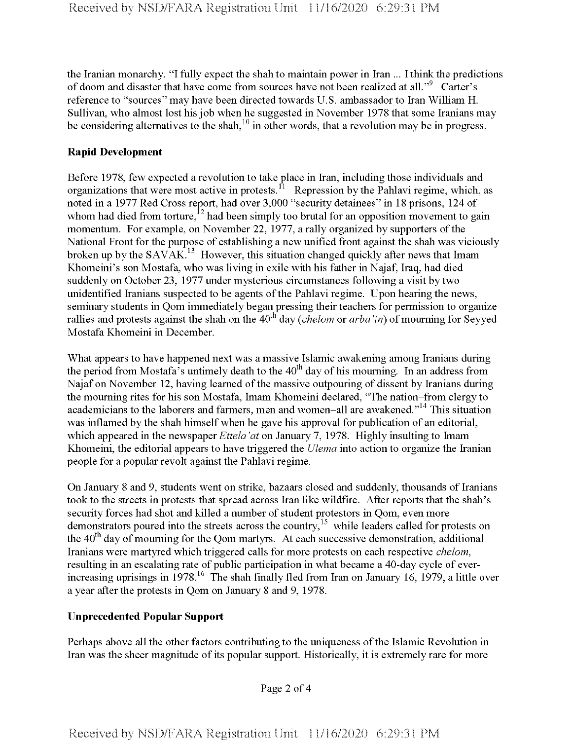the Iranian monarchy. "I fully expect the shah to maintain power in Iran ... I think the predictions of doom and disaster that have come from sources have not been realized at all."[9] Carter's reference to "sources" may have been directed towards U.S. ambassador to Iran William H. Sullivan, who almost lost his job when he suggested in November 1978 that some Iranians may be considering alternatives to the shah,[10] in other words, that a revolution may be in progress.

**Rapid Development**

Before 1978, few expected a revolution to take place in Iran, including those individuals and organizations that were most active in protests.[11] Repression by the Pahlavi regime, which, as noted in a 1977 Red Cross report, had over 3,000 "security detainees" in 18 prisons, 124 of whom had died from torture,[12] had been simply too brutal for an opposition movement to gain momentum. For example, on November 22, 1977, a rally organized by supporters of the National Front for the purpose of establishing a new unified front against the shah was viciously broken up by the SAVAK.[13] However, this situation changed quickly after news that Imam Khomeini's son Mostafa, who was living in exile with his father in Najaf, Iraq, had died suddenly on October 23, 1977 under mysterious circumstances following a visit by two unidentified Iranians suspected to be agents of the Pahlavi regime. Upon hearing the news, seminary students in Qom immediately began pressing their teachers for permission to organize rallies and protests against the shah on the 40th day (*chelom* or *arba'in*) of mourning for Seyyed Mostafa Khomeini in December.

What appears to have happened next was a massive Islamic awakening among Iranians during the period from Mostafa's untimely death to the 40th day of his mourning. In an address from Najaf on November 12, having learned of the massive outpouring of dissent by Iranians during the mourning rites for his son Mostafa, Imam Khomeini declared, "The nation–from clergy to academicians to the laborers and farmers, men and women–all are awakened."[14] This situation was inflamed by the shah himself when he gave his approval for publication of an editorial, which appeared in the newspaper *Ettela'at* on January 7, 1978. Highly insulting to Imam Khomeini, the editorial appears to have triggered the *Ulema* into action to organize the Iranian people for a popular revolt against the Pahlavi regime.

On January 8 and 9, students went on strike, bazaars closed and suddenly, thousands of Iranians took to the streets in protests that spread across Iran like wildfire. After reports that the shah's security forces had shot and killed a number of student protestors in Qom, even more demonstrators poured into the streets across the country,[15] while leaders called for protests on the 40th day of mourning for the Qom martyrs. At each successive demonstration, additional Iranians were martyred which triggered calls for more protests on each respective *chelom*, resulting in an escalating rate of public participation in what became a 40-day cycle of ever-increasing uprisings in 1978.[16] The shah finally fled from Iran on January 16, 1979, a little over a year after the protests in Qom on January 8 and 9, 1978.

**Unprecedented Popular Support**

Perhaps above all the other factors contributing to the uniqueness of the Islamic Revolution in Iran was the sheer magnitude of its popular support. Historically, it is extremely rare for more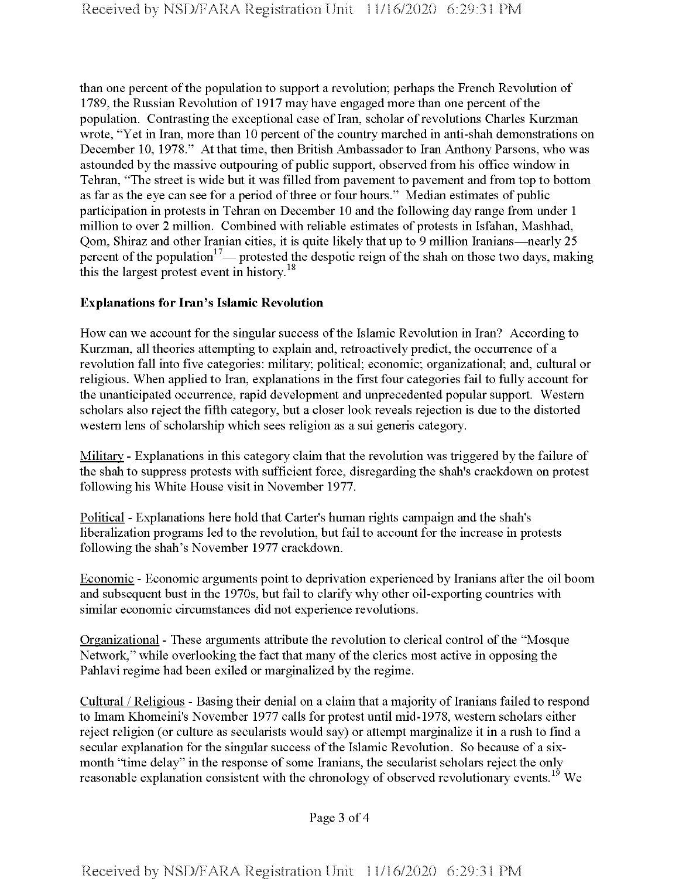than one percent of the population to support a revolution; perhaps the French Revolution of 1789, the Russian Revolution of 1917 may have engaged more than one percent of the population. Contrasting the exceptional case of Iran, scholar of revolutions Charles Kurzman wrote, "Yet in Iran, more than 10 percent of the country marched in anti-shah demonstrations on December 10, 1978." At that time, then British Ambassador to Iran Anthony Parsons, who was astounded by the massive outpouring of public support, observed from his office window in Tehran, "The street is wide but it was filled from pavement to pavement and from top to bottom as far as the eye can see for a period of three or four hours." Median estimates of public participation in protests in Tehran on December 10 and the following day range from under 1 million to over 2 million. Combined with reliable estimates of protests in Isfahan, Mashhad, Qom, Shiraz and other Iranian cities, it is quite likely that up to 9 million Iranians—nearly 25 percent of the population[17]— protested the despotic reign of the shah on those two days, making this the largest protest event in history.[18]

**Explanations for Iran's Islamic Revolution**

How can we account for the singular success of the Islamic Revolution in Iran? According to Kurzman, all theories attempting to explain and, retroactively predict, the occurrence of a revolution fall into five categories: military; political; economic; organizational; and, cultural or religious. When applied to Iran, explanations in the first four categories fail to fully account for the unanticipated occurrence, rapid development and unprecedented popular support. Western scholars also reject the fifth category, but a closer look reveals rejection is due to the distorted western lens of scholarship which sees religion as a sui generis category.

Military - Explanations in this category claim that the revolution was triggered by the failure of the shah to suppress protests with sufficient force, disregarding the shah's crackdown on protest following his White House visit in November 1977.

Political - Explanations here hold that Carter's human rights campaign and the shah's liberalization programs led to the revolution, but fail to account for the increase in protests following the shah's November 1977 crackdown.

Economic - Economic arguments point to deprivation experienced by Iranians after the oil boom and subsequent bust in the 1970s, but fail to clarify why other oil-exporting countries with similar economic circumstances did not experience revolutions.

Organizational - These arguments attribute the revolution to clerical control of the "Mosque Network," while overlooking the fact that many of the clerics most active in opposing the Pahlavi regime had been exiled or marginalized by the regime.

Cultural / Religious - Basing their denial on a claim that a majority of Iranians failed to respond to Imam Khomeini's November 1977 calls for protest until mid-1978, western scholars either reject religion (or culture as secularists would say) or attempt marginalize it in a rush to find a secular explanation for the singular success of the Islamic Revolution. So because of a six-month "time delay" in the response of some Iranians, the secularist scholars reject the only reasonable explanation consistent with the chronology of observed revolutionary events.[19] We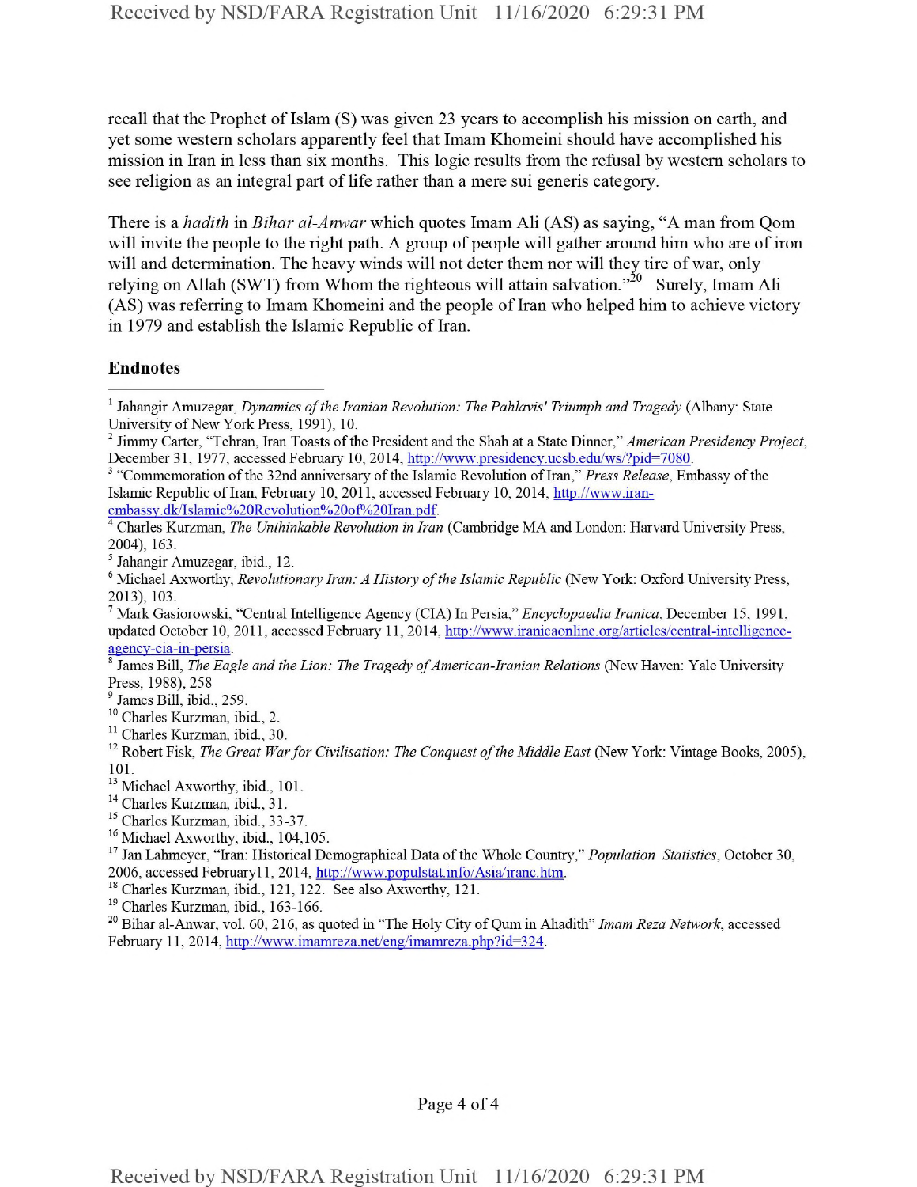recall that the Prophet of Islam (S) was given 23 years to accomplish his mission on earth, and yet some western scholars apparently feel that Imam Khomeini should have accomplished his mission in Iran in less than six months. This logic results from the refusal by western scholars to see religion as an integral part of life rather than a mere sui generis category.

There is a *hadith* in *Bihar al-Anwar* which quotes Imam Ali (AS) as saying, "A man from Qom will invite the people to the right path. A group of people will gather around him who are of iron will and determination. The heavy winds will not deter them nor will they tire of war, only relying on Allah (SWT) from Whom the righteous will attain salvation."[20] Surely, Imam Ali (AS) was referring to Imam Khomeini and the people of Iran who helped him to achieve victory in 1979 and establish the Islamic Republic of Iran.

**Endnotes**

[1] Jahangir Amuzegar, *Dynamics of the Iranian Revolution: The Pahlavis' Triumph and Tragedy* (Albany: State University of New York Press, 1991), 10.
[2] Jimmy Carter, "Tehran, Iran Toasts of the President and the Shah at a State Dinner," *American Presidency Project*, December 31, 1977, accessed February 10, 2014, http://www.presidency.ucsb.edu/ws/?pid=7080.
[3] "Commemoration of the 32nd anniversary of the Islamic Revolution of Iran," *Press Release*, Embassy of the Islamic Republic of Iran, February 10, 2011, accessed February 10, 2014, http://www.iran-embassy.dk/Islamic%20Revolution%20of%20Iran.pdf.
[4] Charles Kurzman, *The Unthinkable Revolution in Iran* (Cambridge MA and London: Harvard University Press, 2004), 163.
[5] Jahangir Amuzegar, ibid., 12.
[6] Michael Axworthy, *Revolutionary Iran: A History of the Islamic Republic* (New York: Oxford University Press, 2013), 103.
[7] Mark Gasiorowski, "Central Intelligence Agency (CIA) In Persia," *Encyclopaedia Iranica*, December 15, 1991, updated October 10, 2011, accessed February 11, 2014, http://www.iranicaonline.org/articles/central-intelligence-agency-cia-in-persia.
[8] James Bill, *The Eagle and the Lion: The Tragedy of American-Iranian Relations* (New Haven: Yale University Press, 1988), 258
[9] James Bill, ibid., 259.
[10] Charles Kurzman, ibid., 2.
[11] Charles Kurzman, ibid., 30.
[12] Robert Fisk, *The Great War for Civilisation: The Conquest of the Middle East* (New York: Vintage Books, 2005), 101.
[13] Michael Axworthy, ibid., 101.
[14] Charles Kurzman, ibid., 31.
[15] Charles Kurzman, ibid., 33-37.
[16] Michael Axworthy, ibid., 104,105.
[17] Jan Lahmeyer, "Iran: Historical Demographical Data of the Whole Country," *Population Statistics*, October 30, 2006, accessed February11, 2014, http://www.populstat.info/Asia/iranc.htm.
[18] Charles Kurzman, ibid., 121, 122. See also Axworthy, 121.
[19] Charles Kurzman, ibid., 163-166.
[20] Bihar al-Anwar, vol. 60, 216, as quoted in "The Holy City of Qum in Ahadith" *Imam Reza Network*, accessed February 11, 2014, http://www.imamreza.net/eng/imamreza.php?id=324.